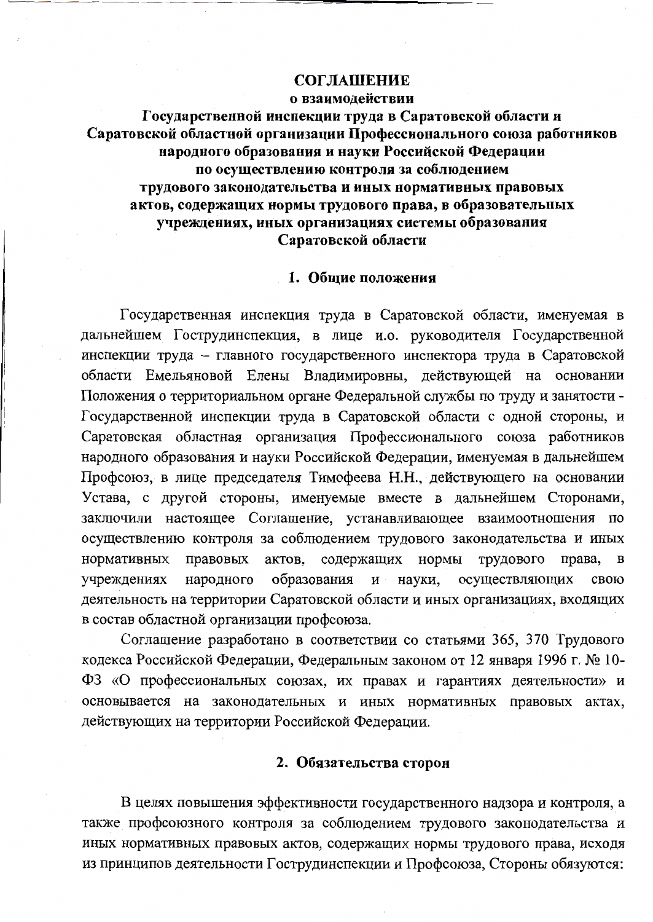# СОГЛАШЕНИЕ

**о взаимодействии**

**Государственной инспекции труда в Саратовской области и Саратовской областной организации Профессионального союза работников народного образования и науки Российской Федерации по осуществлению контроля за соблюдением трудового законодательства и иных нормативных правовых актов, содержащих нормы трудового права, в образовательных учреждениях, иных организациях системы образования Саратовской области**

## 1. Общие положения

Государственная инспекция труда в Саратовской области, именуемая в дальнейшем Гострудинспекция, в лице и.о. руководителя Государственной инспекции труда – главного государственного инспектора труда в Саратовской области Емельяновой Елены Владимировны, действующей на основании Положения о территориальном органе Федеральной службы по труду и занятости - Государственной инспекции труда в Саратовской области с одной стороны, и Саратовская областная организация Профессионального союза работников народного образования и науки Российской Федерации, именуемая в дальнейшем Профсоюз, в лице председателя Тимофеева Н.Н., действующего на основании Устава, с другой стороны, именуемые вместе в дальнейшем Сторонами, заключили настоящее Соглашение, устанавливающее взаимоотношения по осуществлению контроля за соблюдением трудового законодательства и иных нормативных правовых актов, содержащих нормы трудового права, в учреждениях народного образования и науки, осуществляющих свою деятельность на территории Саратовской области и иных организациях, входящих в состав областной организации профсоюза.

Соглашение разработано в соответствии со статьями 365, 370 Трудового кодекса Российской Федерации, Федеральным законом от 12 января 1996 г. № 10-ФЗ «О профессиональных союзах, их правах и гарантиях деятельности» и основывается на законодательных и иных нормативных правовых актах, действующих на территории Российской Федерации.

## 2. Обязательства сторон

В целях повышения эффективности государственного надзора и контроля, а также профсоюзного контроля за соблюдением трудового законодательства и иных нормативных правовых актов, содержащих нормы трудового права, исходя из принципов деятельности Гострудинспекции и Профсоюза, Стороны обязуются: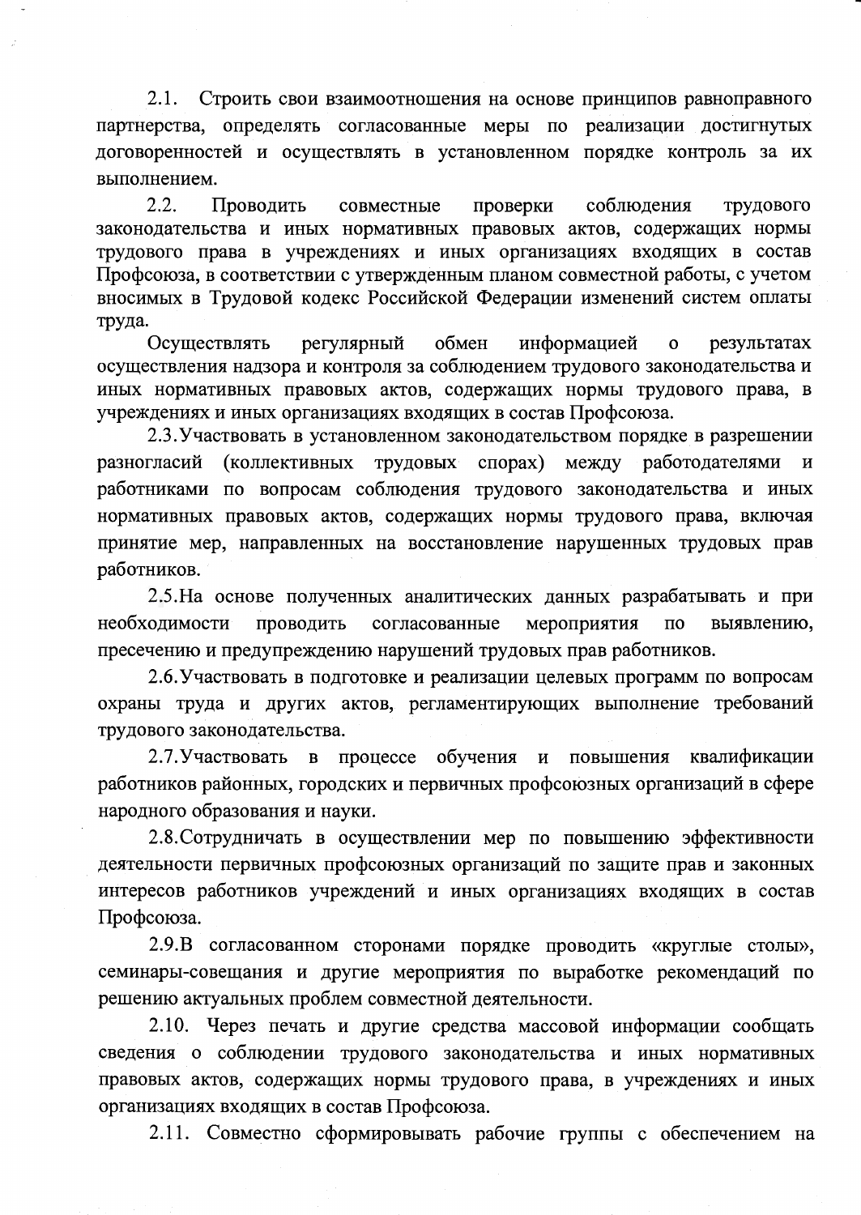2.1. Строить свои взаимоотношения на основе принципов равноправного партнерства, определять согласованные меры по реализации достигнутых договоренностей и осуществлять в установленном порядке контроль за их выполнением.

2.2. Проводить совместные проверки соблюдения трудового законодательства и иных нормативных правовых актов, содержащих нормы трудового права в учреждениях и иных организациях входящих в состав Профсоюза, в соответствии с утвержденным планом совместной работы, с учетом вносимых в Трудовой кодекс Российской Федерации изменений систем оплаты труда.

Осуществлять регулярный обмен информацией о результатах осуществления надзора и контроля за соблюдением трудового законодательства и иных нормативных правовых актов, содержащих нормы трудового права, в учреждениях и иных организациях входящих в состав Профсоюза.

2.3. Участвовать в установленном законодательством порядке в разрешении разногласий (коллективных трудовых спорах) между работодателями и работниками по вопросам соблюдения трудового законодательства и иных нормативных правовых актов, содержащих нормы трудового права, включая принятие мер, направленных на восстановление нарушенных трудовых прав работников.

2.5. На основе полученных аналитических данных разрабатывать и при необходимости проводить согласованные мероприятия по выявлению, пресечению и предупреждению нарушений трудовых прав работников.

2.6. Участвовать в подготовке и реализации целевых программ по вопросам охраны труда и других актов, регламентирующих выполнение требований трудового законодательства.

2.7. Участвовать в процессе обучения и повышения квалификации работников районных, городских и первичных профсоюзных организаций в сфере народного образования и науки.

2.8. Сотрудничать в осуществлении мер по повышению эффективности деятельности первичных профсоюзных организаций по защите прав и законных интересов работников учреждений и иных организациях входящих в состав Профсоюза.

2.9. В согласованном сторонами порядке проводить «круглые столы», семинары-совещания и другие мероприятия по выработке рекомендаций по решению актуальных проблем совместной деятельности.

2.10. Через печать и другие средства массовой информации сообщать сведения о соблюдении трудового законодательства и иных нормативных правовых актов, содержащих нормы трудового права, в учреждениях и иных организациях входящих в состав Профсоюза.

2.11. Совместно сформировывать рабочие группы с обеспечением на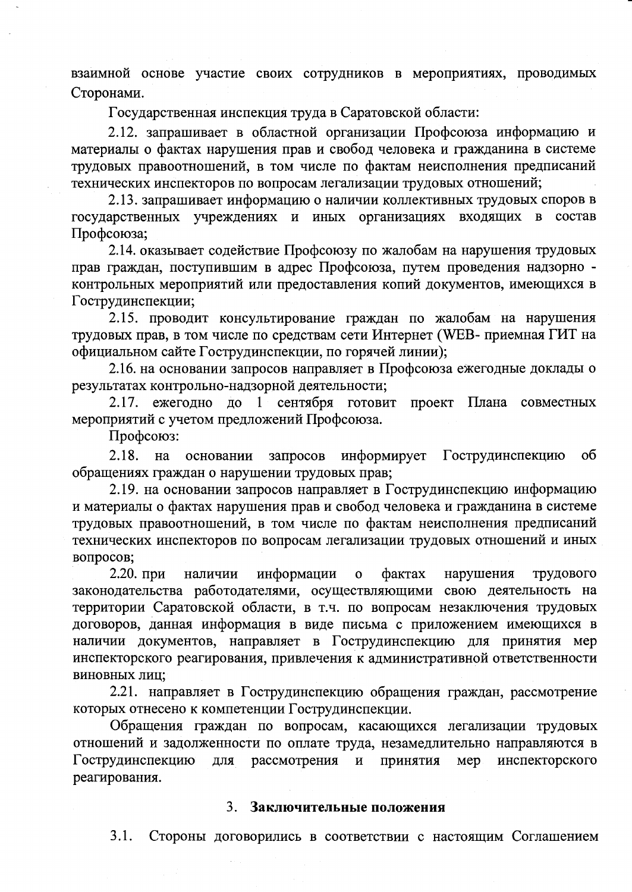взаимной основе участие своих сотрудников в мероприятиях, проводимых Сторонами.

Государственная инспекция труда в Саратовской области:

2.12. запрашивает в областной организации Профсоюза информацию и материалы о фактах нарушения прав и свобод человека и гражданина в системе трудовых правоотношений, в том числе по фактам неисполнения предписаний технических инспекторов по вопросам легализации трудовых отношений;

2.13. запрашивает информацию о наличии коллективных трудовых споров в государственных учреждениях и иных организациях входящих в состав Профсоюза;

2.14. оказывает содействие Профсоюзу по жалобам на нарушения трудовых прав граждан, поступившим в адрес Профсоюза, путем проведения надзорно - контрольных мероприятий или предоставления копий документов, имеющихся в Гострудинспекции;

2.15. проводит консультирование граждан по жалобам на нарушения трудовых прав, в том числе по средствам сети Интернет (WEB- приемная ГИТ на официальном сайте Гострудинспекции, по горячей линии);

2.16. на основании запросов направляет в Профсоюза ежегодные доклады о результатах контрольно-надзорной деятельности;

2.17. ежегодно до 1 сентября готовит проект Плана совместных мероприятий с учетом предложений Профсоюза.

Профсоюз:

2.18. на основании запросов информирует Гострудинспекцию об обращениях граждан о нарушении трудовых прав;

2.19. на основании запросов направляет в Гострудинспекцию информацию и материалы о фактах нарушения прав и свобод человека и гражданина в системе трудовых правоотношений, в том числе по фактам неисполнения предписаний технических инспекторов по вопросам легализации трудовых отношений и иных вопросов;

2.20. при наличии информации о фактах нарушения трудового законодательства работодателями, осуществляющими свою деятельность на территории Саратовской области, в т.ч. по вопросам незаключения трудовых договоров, данная информация в виде письма с приложением имеющихся в наличии документов, направляет в Гострудинспекцию для принятия мер инспекторского реагирования, привлечения к административной ответственности виновных лиц;

2.21. направляет в Гострудинспекцию обращения граждан, рассмотрение которых отнесено к компетенции Гострудинспекции.

Обращения граждан по вопросам, касающихся легализации трудовых отношений и задолженности по оплате труда, незамедлительно направляются в Гострудинспекцию для рассмотрения и принятия мер инспекторского реагирования.

## 3. Заключительные положения

3.1. Стороны договорились в соответствии с настоящим Соглашением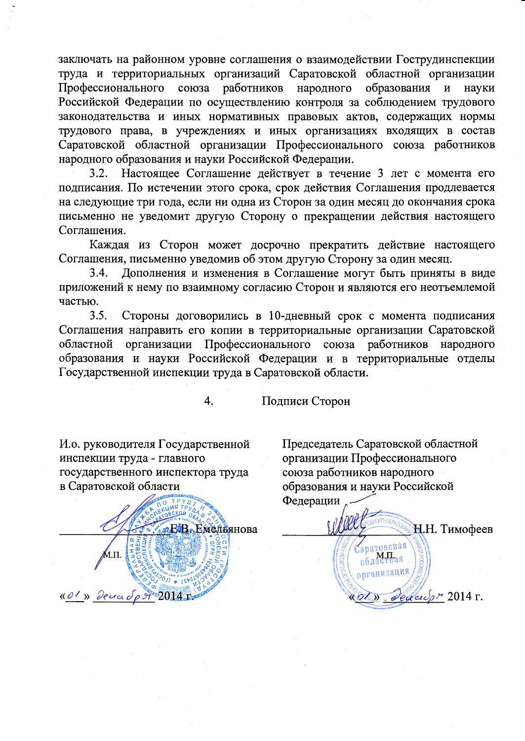заключать на районном уровне соглашения о взаимодействии Гострудинспекции труда и территориальных организаций Саратовской областной организации Профессионального союза работников народного образования и науки Российской Федерации по осуществлению контроля за соблюдением трудового законодательства и иных нормативных правовых актов, содержащих нормы трудового права, в учреждениях и иных организациях входящих в состав Саратовской областной организации Профессионального союза работников народного образования и науки Российской Федерации.

3.2. Настоящее Соглашение действует в течение 3 лет с момента его подписания. По истечении этого срока, срок действия Соглашения продлевается на следующие три года, если ни одна из Сторон за один месяц до окончания срока письменно не уведомит другую Сторону о прекращении действия настоящего Соглашения.

Каждая из Сторон может досрочно прекратить действие настоящего Соглашения, письменно уведомив об этом другую Сторону за один месяц.

3.4. Дополнения и изменения в Соглашение могут быть приняты в виде приложений к нему по взаимному согласию Сторон и являются его неотъемлемой частью.

3.5. Стороны договорились в 10-дневный срок с момента подписания Соглашения направить его копии в территориальные организации Саратовской областной организации Профессионального союза работников народного образования и науки Российской Федерации и в территориальные отделы Государственной инспекции труда в Саратовской области.

## 4. Подписи Сторон

И.о. руководителя Государственной инспекции труда - главного государственного инспектора труда в Саратовской области

_______________ Е.В. Емельянова

М.П.

«01» декабря 2014 г.

Председатель Саратовской областной организации Профессионального союза работников народного образования и науки Российской Федерации

_______________ Н.Н. Тимофеев

М.П.

«01» декабря 2014 г.